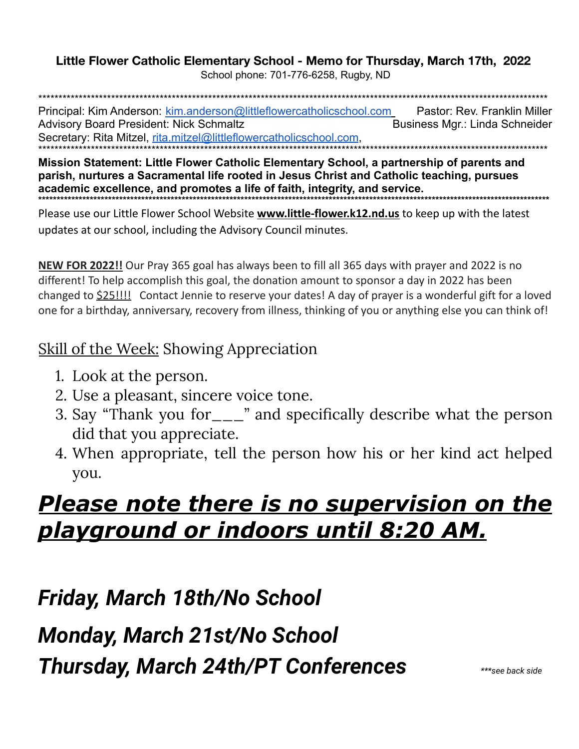**Little Flower Catholic Elementary School - Memo for Thursday, March 17th, 2022**

School phone: 701-776-6258, Rugby, ND

*******************************************************************************************************************************

Principal: Kim Anderson: kim.anderson@littleflowercatholicschool.com Pastor: Rev. Franklin Miller
Advisory Board President: Nick Schmaltz Business Mgr.: Linda Schneider
Secretary: Rita Mitzel, rita.mitzel@littleflowercatholicschool.com,

*******************************************************************************************************************************

**Mission Statement: Little Flower Catholic Elementary School, a partnership of parents and parish, nurtures a Sacramental life rooted in Jesus Christ and Catholic teaching, pursues academic excellence, and promotes a life of faith, integrity, and service.**

*******************************************************************************************************************************

Please use our Little Flower School Website **www.little-flower.k12.nd.us** to keep up with the latest updates at our school, including the Advisory Council minutes.

**NEW FOR 2022!!** Our Pray 365 goal has always been to fill all 365 days with prayer and 2022 is no different! To help accomplish this goal, the donation amount to sponsor a day in 2022 has been changed to $25!!!! Contact Jennie to reserve your dates! A day of prayer is a wonderful gift for a loved one for a birthday, anniversary, recovery from illness, thinking of you or anything else you can think of!

## Skill of the Week: Showing Appreciation

1. Look at the person.
2. Use a pleasant, sincere voice tone.
3. Say "Thank you for___" and specifically describe what the person did that you appreciate.
4. When appropriate, tell the person how his or her kind act helped you.

# ***Please note there is no supervision on the playground or indoors until 8:20 AM.***

## *Friday, March 18th/No School*

## *Monday, March 21st/No School*

## *Thursday, March 24th/PT Conferences*

****see back side*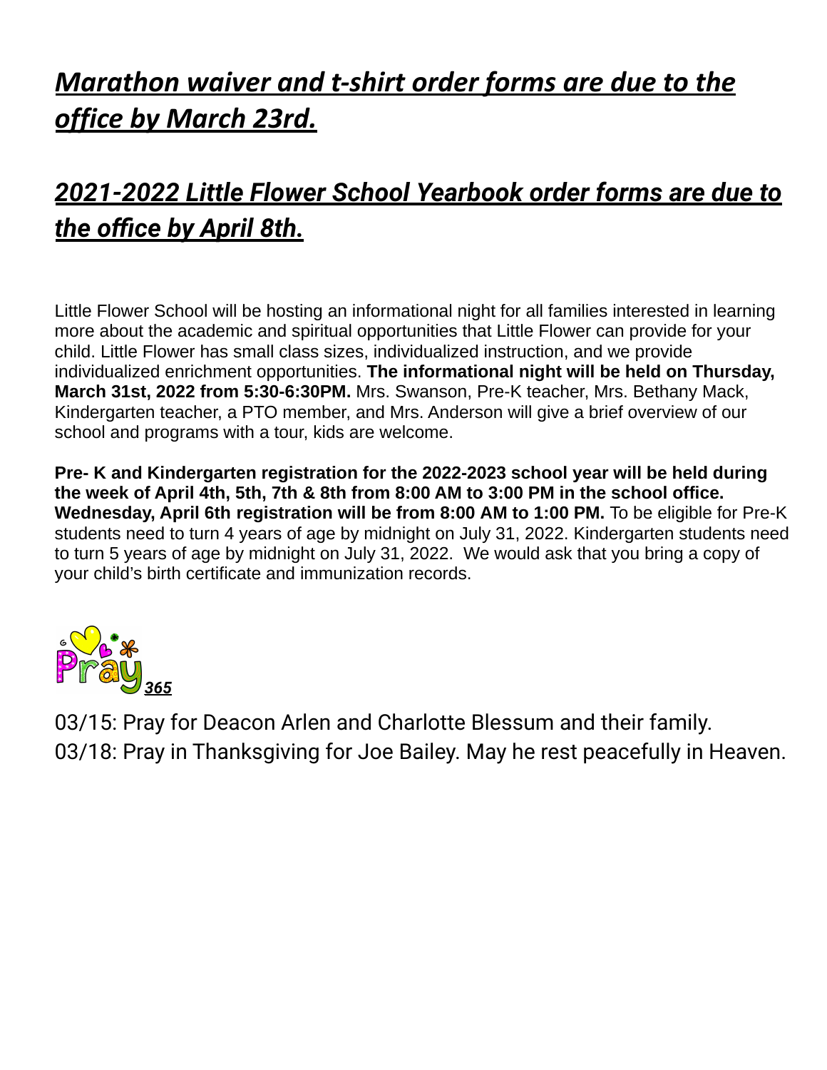## ***Marathon waiver and t-shirt order forms are due to the office by March 23rd.***

## ***2021-2022 Little Flower School Yearbook order forms are due to the office by April 8th.***

Little Flower School will be hosting an informational night for all families interested in learning more about the academic and spiritual opportunities that Little Flower can provide for your child. Little Flower has small class sizes, individualized instruction, and we provide individualized enrichment opportunities. **The informational night will be held on Thursday, March 31st, 2022 from 5:30-6:30PM.** Mrs. Swanson, Pre-K teacher, Mrs. Bethany Mack, Kindergarten teacher, a PTO member, and Mrs. Anderson will give a brief overview of our school and programs with a tour, kids are welcome.

**Pre- K and Kindergarten registration for the 2022-2023 school year will be held during the week of April 4th, 5th, 7th & 8th from 8:00 AM to 3:00 PM in the school office. Wednesday, April 6th registration will be from 8:00 AM to 1:00 PM.** To be eligible for Pre-K students need to turn 4 years of age by midnight on July 31, 2022. Kindergarten students need to turn 5 years of age by midnight on July 31, 2022. We would ask that you bring a copy of your child's birth certificate and immunization records.

Pray ***365***

03/15: Pray for Deacon Arlen and Charlotte Blessum and their family.
03/18: Pray in Thanksgiving for Joe Bailey. May he rest peacefully in Heaven.